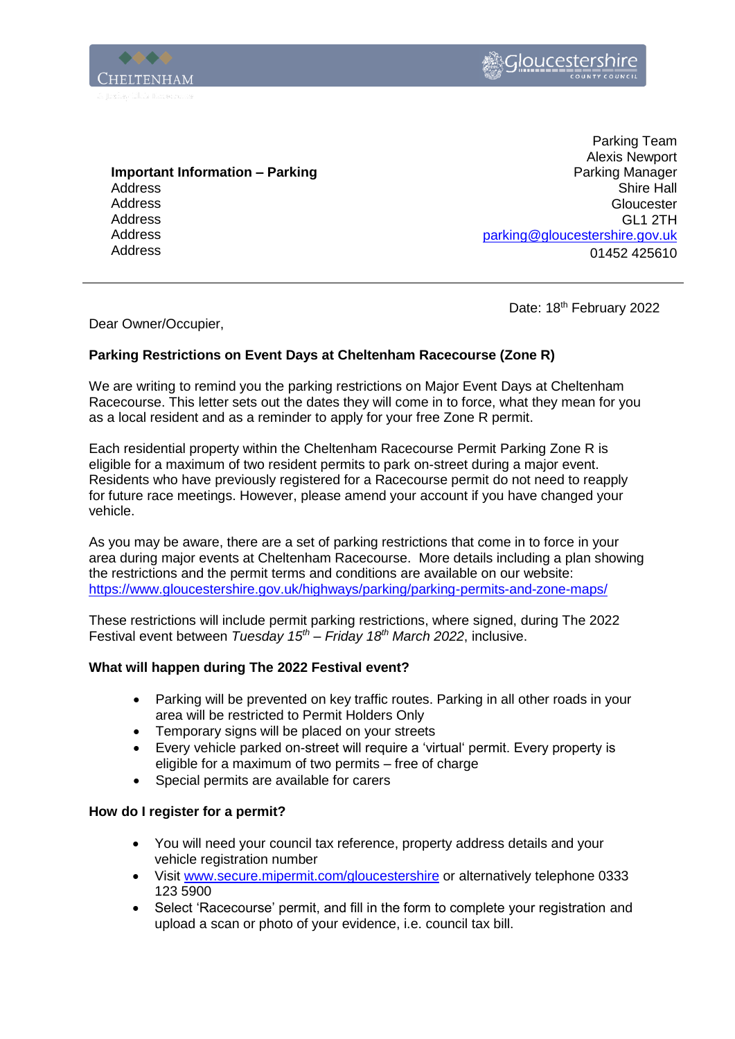Parking Team
Alexis Newport
Parking Manager
Shire Hall
Gloucester
GL1 2TH
parking@gloucestershire.gov.uk
01452 425610

**Important Information – Parking**
Address
Address
Address
Address
Address

Date: 18th February 2022

Dear Owner/Occupier,

**Parking Restrictions on Event Days at Cheltenham Racecourse (Zone R)**

We are writing to remind you the parking restrictions on Major Event Days at Cheltenham Racecourse. This letter sets out the dates they will come in to force, what they mean for you as a local resident and as a reminder to apply for your free Zone R permit.

Each residential property within the Cheltenham Racecourse Permit Parking Zone R is eligible for a maximum of two resident permits to park on-street during a major event. Residents who have previously registered for a Racecourse permit do not need to reapply for future race meetings. However, please amend your account if you have changed your vehicle.

As you may be aware, there are a set of parking restrictions that come in to force in your area during major events at Cheltenham Racecourse. More details including a plan showing the restrictions and the permit terms and conditions are available on our website: https://www.gloucestershire.gov.uk/highways/parking/parking-permits-and-zone-maps/

These restrictions will include permit parking restrictions, where signed, during The 2022 Festival event between *Tuesday 15th – Friday 18th March 2022*, inclusive.

**What will happen during The 2022 Festival event?**

- Parking will be prevented on key traffic routes. Parking in all other roads in your area will be restricted to Permit Holders Only
- Temporary signs will be placed on your streets
- Every vehicle parked on-street will require a 'virtual' permit. Every property is eligible for a maximum of two permits – free of charge
- Special permits are available for carers

**How do I register for a permit?**

- You will need your council tax reference, property address details and your vehicle registration number
- Visit www.secure.mipermit.com/gloucestershire or alternatively telephone 0333 123 5900
- Select 'Racecourse' permit, and fill in the form to complete your registration and upload a scan or photo of your evidence, i.e. council tax bill.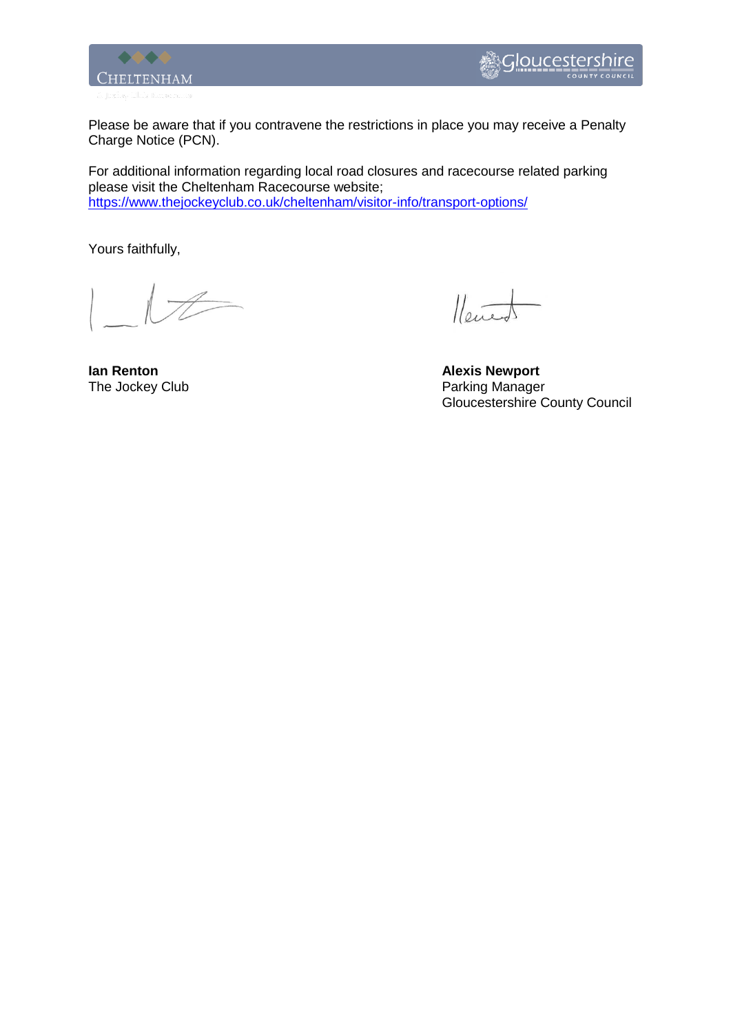Please be aware that if you contravene the restrictions in place you may receive a Penalty Charge Notice (PCN).

For additional information regarding local road closures and racecourse related parking please visit the Cheltenham Racecourse website; https://www.thejockeyclub.co.uk/cheltenham/visitor-info/transport-options/

Yours faithfully,

**Ian Renton**
The Jockey Club

**Alexis Newport**
Parking Manager
Gloucestershire County Council